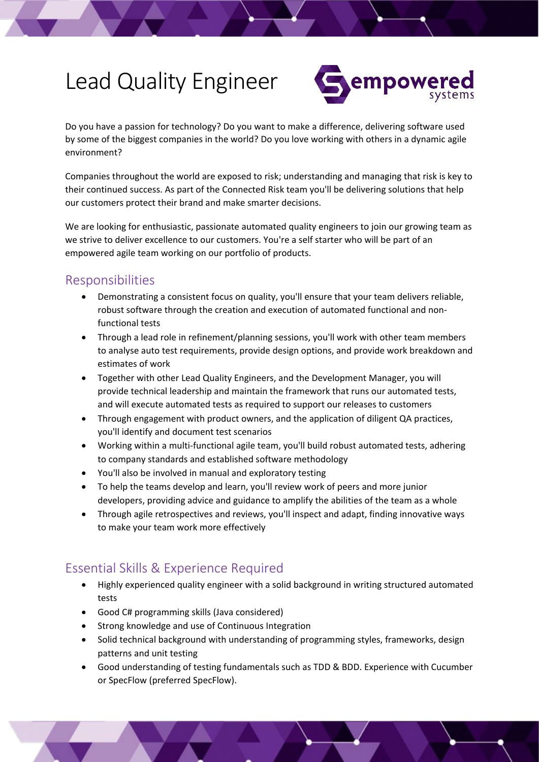# Lead Quality Engineer

Do you have a passion for technology? Do you want to make a difference, delivering software used by some of the biggest companies in the world? Do you love working with others in a dynamic agile environment?

Companies throughout the world are exposed to risk; understanding and managing that risk is key to their continued success. As part of the Connected Risk team you'll be delivering solutions that help our customers protect their brand and make smarter decisions.

We are looking for enthusiastic, passionate automated quality engineers to join our growing team as we strive to deliver excellence to our customers. You're a self starter who will be part of an empowered agile team working on our portfolio of products.

## Responsibilities

- Demonstrating a consistent focus on quality, you'll ensure that your team delivers reliable, robust software through the creation and execution of automated functional and non-functional tests
- Through a lead role in refinement/planning sessions, you'll work with other team members to analyse auto test requirements, provide design options, and provide work breakdown and estimates of work
- Together with other Lead Quality Engineers, and the Development Manager, you will provide technical leadership and maintain the framework that runs our automated tests, and will execute automated tests as required to support our releases to customers
- Through engagement with product owners, and the application of diligent QA practices, you'll identify and document test scenarios
- Working within a multi-functional agile team, you'll build robust automated tests, adhering to company standards and established software methodology
- You'll also be involved in manual and exploratory testing
- To help the teams develop and learn, you'll review work of peers and more junior developers, providing advice and guidance to amplify the abilities of the team as a whole
- Through agile retrospectives and reviews, you'll inspect and adapt, finding innovative ways to make your team work more effectively

## Essential Skills & Experience Required

- Highly experienced quality engineer with a solid background in writing structured automated tests
- Good C# programming skills (Java considered)
- Strong knowledge and use of Continuous Integration
- Solid technical background with understanding of programming styles, frameworks, design patterns and unit testing
- Good understanding of testing fundamentals such as TDD & BDD. Experience with Cucumber or SpecFlow (preferred SpecFlow).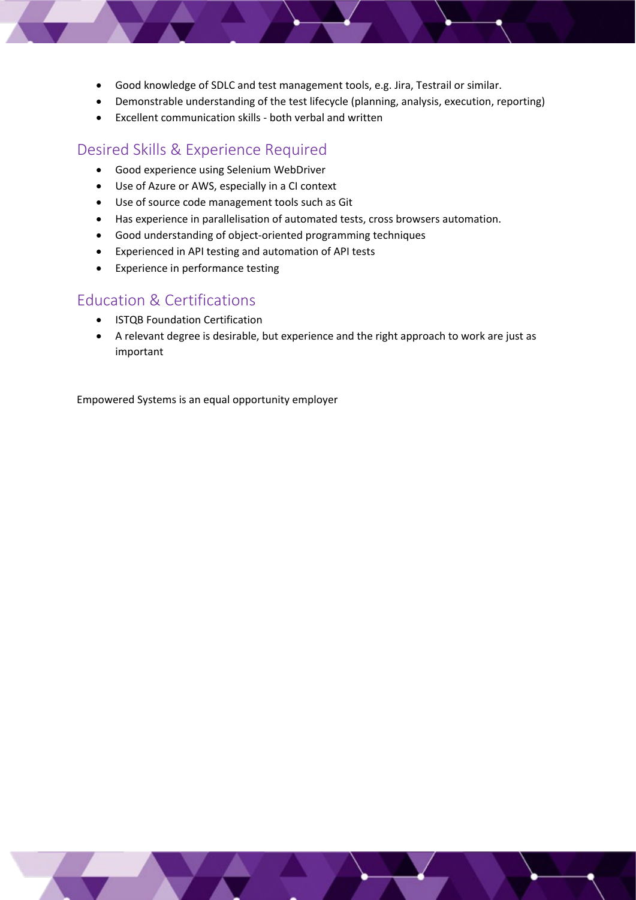- Good knowledge of SDLC and test management tools, e.g. Jira, Testrail or similar.
- Demonstrable understanding of the test lifecycle (planning, analysis, execution, reporting)
- Excellent communication skills - both verbal and written

## Desired Skills & Experience Required

- Good experience using Selenium WebDriver
- Use of Azure or AWS, especially in a CI context
- Use of source code management tools such as Git
- Has experience in parallelisation of automated tests, cross browsers automation.
- Good understanding of object-oriented programming techniques
- Experienced in API testing and automation of API tests
- Experience in performance testing

## Education & Certifications

- ISTQB Foundation Certification
- A relevant degree is desirable, but experience and the right approach to work are just as important

Empowered Systems is an equal opportunity employer